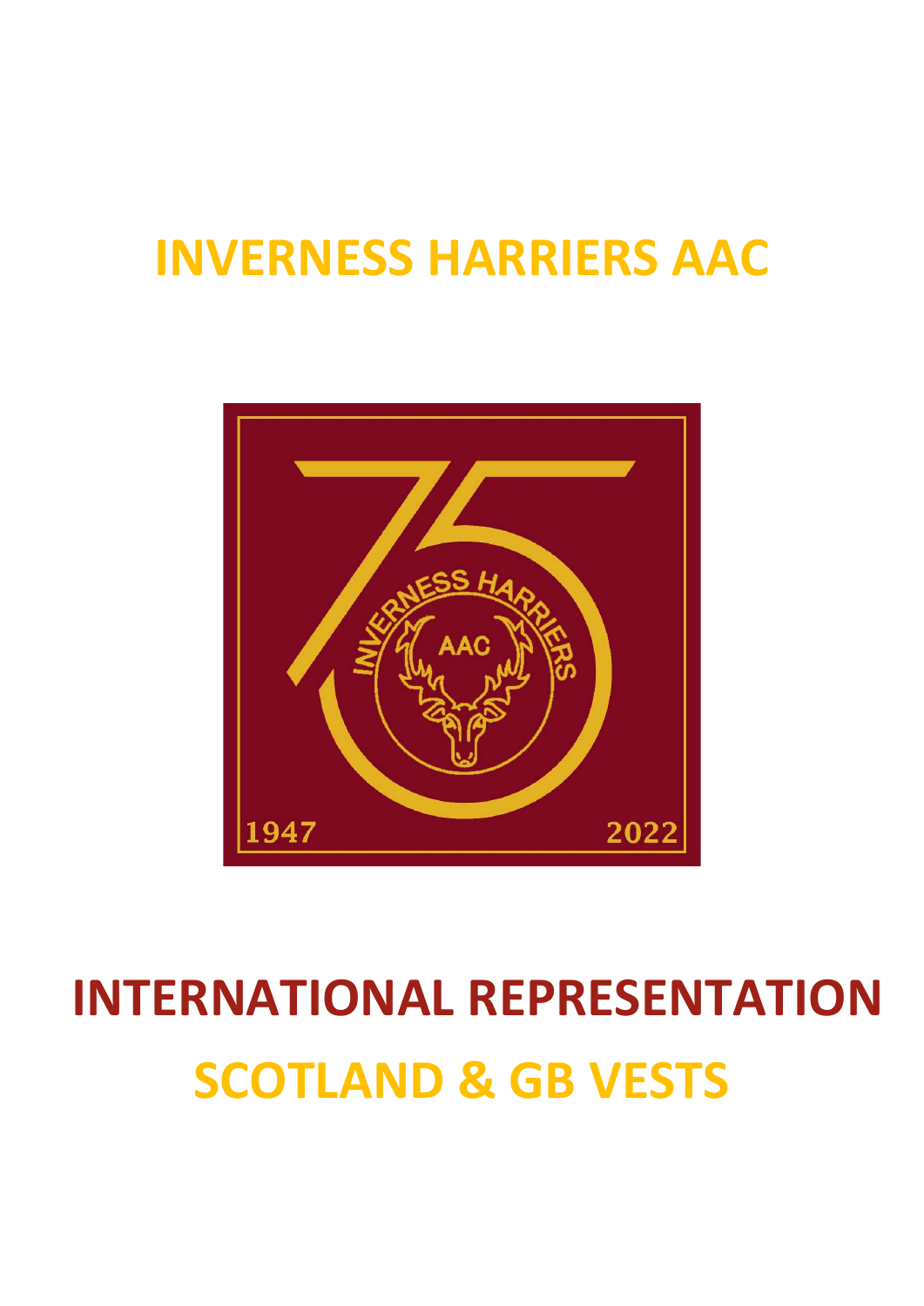# INVERNESS HARRIERS AAC

# INTERNATIONAL REPRESENTATION

# SCOTLAND & GB VESTS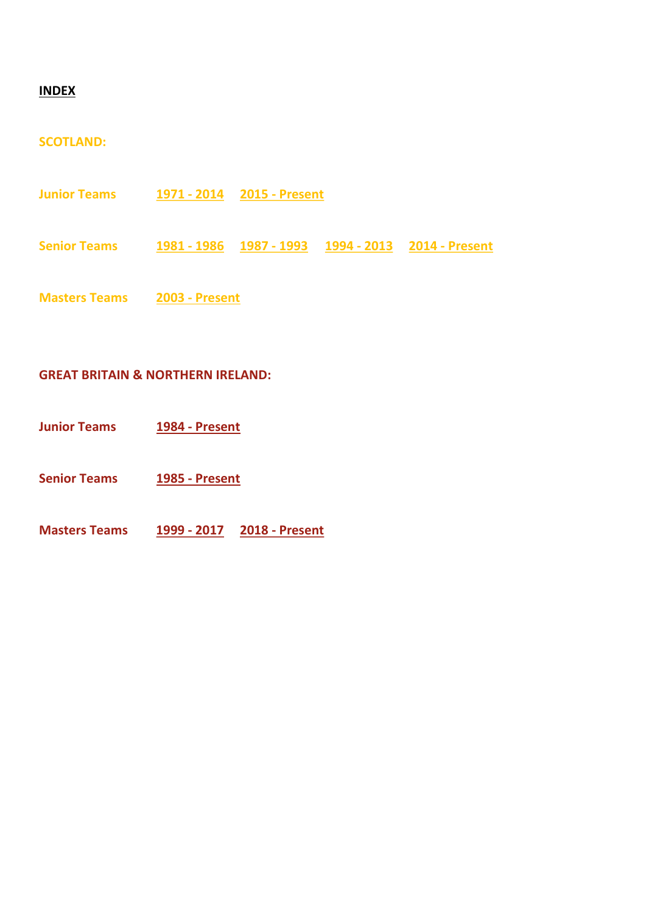**INDEX**

## SCOTLAND:

**Junior Teams** 1971 - 2014 2015 - Present

**Senior Teams** 1981 - 1986 1987 - 1993 1994 - 2013 2014 - Present

**Masters Teams** 2003 - Present

## GREAT BRITAIN & NORTHERN IRELAND:

**Junior Teams** 1984 - Present

**Senior Teams** 1985 - Present

**Masters Teams** 1999 - 2017 2018 - Present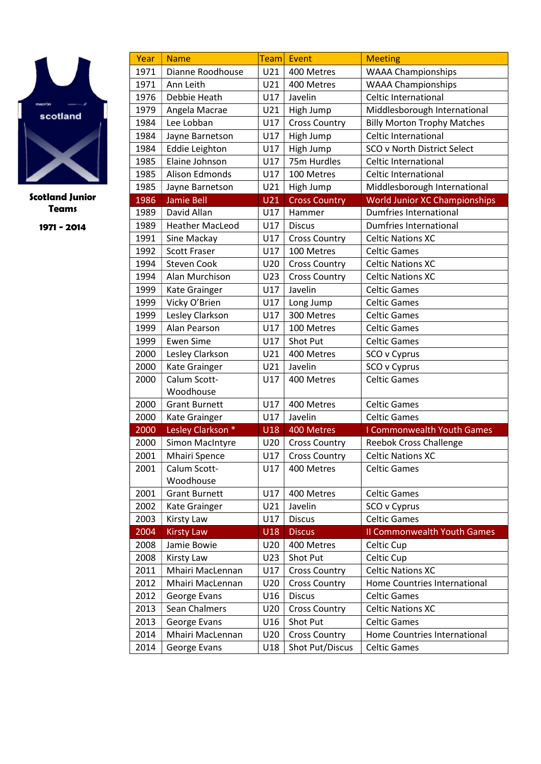**Scotland Junior Teams**

**1971 - 2014**

| Year | Name | Team | Event | Meeting |
|---|---|---|---|---|
| 1971 | Dianne Roodhouse | U21 | 400 Metres | WAAA Championships |
| 1971 | Ann Leith | U21 | 400 Metres | WAAA Championships |
| 1976 | Debbie Heath | U17 | Javelin | Celtic International |
| 1979 | Angela Macrae | U21 | High Jump | Middlesborough International |
| 1984 | Lee Lobban | U17 | Cross Country | Billy Morton Trophy Matches |
| 1984 | Jayne Barnetson | U17 | High Jump | Celtic International |
| 1984 | Eddie Leighton | U17 | High Jump | SCO v North District Select |
| 1985 | Elaine Johnson | U17 | 75m Hurdles | Celtic International |
| 1985 | Alison Edmonds | U17 | 100 Metres | Celtic International |
| 1985 | Jayne Barnetson | U21 | High Jump | Middlesborough International |
| 1986 | Jamie Bell | U21 | Cross Country | World Junior XC Championships |
| 1989 | David Allan | U17 | Hammer | Dumfries International |
| 1989 | Heather MacLeod | U17 | Discus | Dumfries International |
| 1991 | Sine Mackay | U17 | Cross Country | Celtic Nations XC |
| 1992 | Scott Fraser | U17 | 100 Metres | Celtic Games |
| 1994 | Steven Cook | U20 | Cross Country | Celtic Nations XC |
| 1994 | Alan Murchison | U23 | Cross Country | Celtic Nations XC |
| 1999 | Kate Grainger | U17 | Javelin | Celtic Games |
| 1999 | Vicky O'Brien | U17 | Long Jump | Celtic Games |
| 1999 | Lesley Clarkson | U17 | 300 Metres | Celtic Games |
| 1999 | Alan Pearson | U17 | 100 Metres | Celtic Games |
| 1999 | Ewen Sime | U17 | Shot Put | Celtic Games |
| 2000 | Lesley Clarkson | U21 | 400 Metres | SCO v Cyprus |
| 2000 | Kate Grainger | U21 | Javelin | SCO v Cyprus |
| 2000 | Calum Scott-Woodhouse | U17 | 400 Metres | Celtic Games |
| 2000 | Grant Burnett | U17 | 400 Metres | Celtic Games |
| 2000 | Kate Grainger | U17 | Javelin | Celtic Games |
| 2000 | Lesley Clarkson * | U18 | 400 Metres | I Commonwealth Youth Games |
| 2000 | Simon MacIntyre | U20 | Cross Country | Reebok Cross Challenge |
| 2001 | Mhairi Spence | U17 | Cross Country | Celtic Nations XC |
| 2001 | Calum Scott-Woodhouse | U17 | 400 Metres | Celtic Games |
| 2001 | Grant Burnett | U17 | 400 Metres | Celtic Games |
| 2002 | Kate Grainger | U21 | Javelin | SCO v Cyprus |
| 2003 | Kirsty Law | U17 | Discus | Celtic Games |
| 2004 | Kirsty Law | U18 | Discus | II Commonwealth Youth Games |
| 2008 | Jamie Bowie | U20 | 400 Metres | Celtic Cup |
| 2008 | Kirsty Law | U23 | Shot Put | Celtic Cup |
| 2011 | Mhairi MacLennan | U17 | Cross Country | Celtic Nations XC |
| 2012 | Mhairi MacLennan | U20 | Cross Country | Home Countries International |
| 2012 | George Evans | U16 | Discus | Celtic Games |
| 2013 | Sean Chalmers | U20 | Cross Country | Celtic Nations XC |
| 2013 | George Evans | U16 | Shot Put | Celtic Games |
| 2014 | Mhairi MacLennan | U20 | Cross Country | Home Countries International |
| 2014 | George Evans | U18 | Shot Put/Discus | Celtic Games |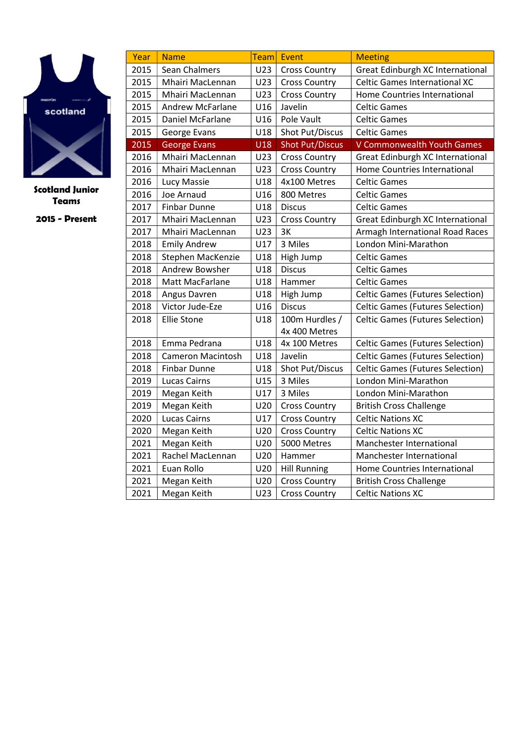**Scotland Junior Teams**

**2015 - Present**

| Year | Name | Team | Event | Meeting |
|---|---|---|---|---|
| 2015 | Sean Chalmers | U23 | Cross Country | Great Edinburgh XC International |
| 2015 | Mhairi MacLennan | U23 | Cross Country | Celtic Games International XC |
| 2015 | Mhairi MacLennan | U23 | Cross Country | Home Countries International |
| 2015 | Andrew McFarlane | U16 | Javelin | Celtic Games |
| 2015 | Daniel McFarlane | U16 | Pole Vault | Celtic Games |
| 2015 | George Evans | U18 | Shot Put/Discus | Celtic Games |
| 2015 | George Evans | U18 | Shot Put/Discus | V Commonwealth Youth Games |
| 2016 | Mhairi MacLennan | U23 | Cross Country | Great Edinburgh XC International |
| 2016 | Mhairi MacLennan | U23 | Cross Country | Home Countries International |
| 2016 | Lucy Massie | U18 | 4x100 Metres | Celtic Games |
| 2016 | Joe Arnaud | U16 | 800 Metres | Celtic Games |
| 2017 | Finbar Dunne | U18 | Discus | Celtic Games |
| 2017 | Mhairi MacLennan | U23 | Cross Country | Great Edinburgh XC International |
| 2017 | Mhairi MacLennan | U23 | 3K | Armagh International Road Races |
| 2018 | Emily Andrew | U17 | 3 Miles | London Mini-Marathon |
| 2018 | Stephen MacKenzie | U18 | High Jump | Celtic Games |
| 2018 | Andrew Bowsher | U18 | Discus | Celtic Games |
| 2018 | Matt MacFarlane | U18 | Hammer | Celtic Games |
| 2018 | Angus Davren | U18 | High Jump | Celtic Games (Futures Selection) |
| 2018 | Victor Jude-Eze | U16 | Discus | Celtic Games (Futures Selection) |
| 2018 | Ellie Stone | U18 | 100m Hurdles / 4x 400 Metres | Celtic Games (Futures Selection) |
| 2018 | Emma Pedrana | U18 | 4x 100 Metres | Celtic Games (Futures Selection) |
| 2018 | Cameron Macintosh | U18 | Javelin | Celtic Games (Futures Selection) |
| 2018 | Finbar Dunne | U18 | Shot Put/Discus | Celtic Games (Futures Selection) |
| 2019 | Lucas Cairns | U15 | 3 Miles | London Mini-Marathon |
| 2019 | Megan Keith | U17 | 3 Miles | London Mini-Marathon |
| 2019 | Megan Keith | U20 | Cross Country | British Cross Challenge |
| 2020 | Lucas Cairns | U17 | Cross Country | Celtic Nations XC |
| 2020 | Megan Keith | U20 | Cross Country | Celtic Nations XC |
| 2021 | Megan Keith | U20 | 5000 Metres | Manchester International |
| 2021 | Rachel MacLennan | U20 | Hammer | Manchester International |
| 2021 | Euan Rollo | U20 | Hill Running | Home Countries International |
| 2021 | Megan Keith | U20 | Cross Country | British Cross Challenge |
| 2021 | Megan Keith | U23 | Cross Country | Celtic Nations XC |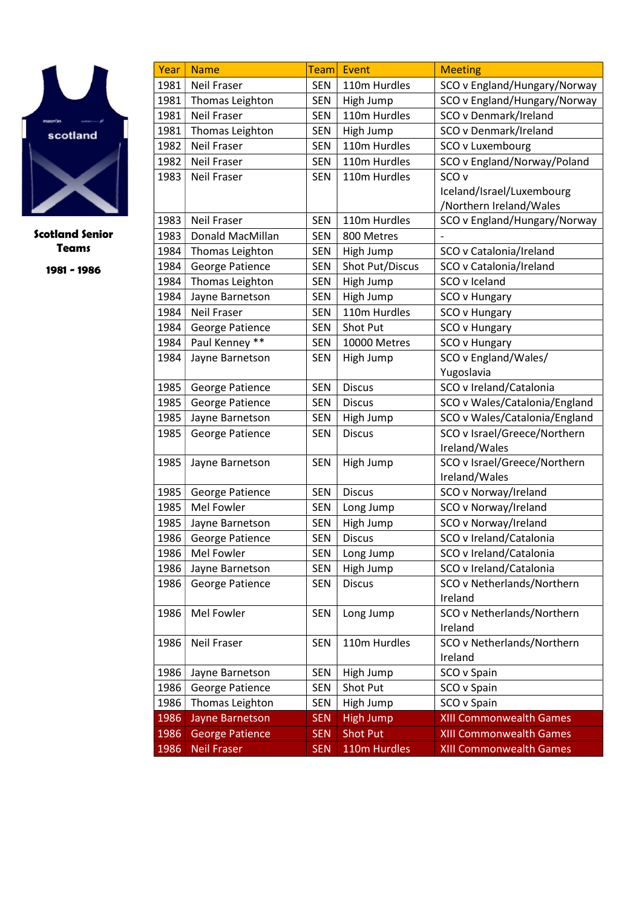**Scotland Senior Teams**

**1981 - 1986**

| Year | Name | Team | Event | Meeting |
|---|---|---|---|---|
| 1981 | Neil Fraser | SEN | 110m Hurdles | SCO v England/Hungary/Norway |
| 1981 | Thomas Leighton | SEN | High Jump | SCO v England/Hungary/Norway |
| 1981 | Neil Fraser | SEN | 110m Hurdles | SCO v Denmark/Ireland |
| 1981 | Thomas Leighton | SEN | High Jump | SCO v Denmark/Ireland |
| 1982 | Neil Fraser | SEN | 110m Hurdles | SCO v Luxembourg |
| 1982 | Neil Fraser | SEN | 110m Hurdles | SCO v England/Norway/Poland |
| 1983 | Neil Fraser | SEN | 110m Hurdles | SCO v Iceland/Israel/Luxembourg /Northern Ireland/Wales |
| 1983 | Neil Fraser | SEN | 110m Hurdles | SCO v England/Hungary/Norway |
| 1983 | Donald MacMillan | SEN | 800 Metres | - |
| 1984 | Thomas Leighton | SEN | High Jump | SCO v Catalonia/Ireland |
| 1984 | George Patience | SEN | Shot Put/Discus | SCO v Catalonia/Ireland |
| 1984 | Thomas Leighton | SEN | High Jump | SCO v Iceland |
| 1984 | Jayne Barnetson | SEN | High Jump | SCO v Hungary |
| 1984 | Neil Fraser | SEN | 110m Hurdles | SCO v Hungary |
| 1984 | George Patience | SEN | Shot Put | SCO v Hungary |
| 1984 | Paul Kenney ** | SEN | 10000 Metres | SCO v Hungary |
| 1984 | Jayne Barnetson | SEN | High Jump | SCO v England/Wales/ Yugoslavia |
| 1985 | George Patience | SEN | Discus | SCO v Ireland/Catalonia |
| 1985 | George Patience | SEN | Discus | SCO v Wales/Catalonia/England |
| 1985 | Jayne Barnetson | SEN | High Jump | SCO v Wales/Catalonia/England |
| 1985 | George Patience | SEN | Discus | SCO v Israel/Greece/Northern Ireland/Wales |
| 1985 | Jayne Barnetson | SEN | High Jump | SCO v Israel/Greece/Northern Ireland/Wales |
| 1985 | George Patience | SEN | Discus | SCO v Norway/Ireland |
| 1985 | Mel Fowler | SEN | Long Jump | SCO v Norway/Ireland |
| 1985 | Jayne Barnetson | SEN | High Jump | SCO v Norway/Ireland |
| 1986 | George Patience | SEN | Discus | SCO v Ireland/Catalonia |
| 1986 | Mel Fowler | SEN | Long Jump | SCO v Ireland/Catalonia |
| 1986 | Jayne Barnetson | SEN | High Jump | SCO v Ireland/Catalonia |
| 1986 | George Patience | SEN | Discus | SCO v Netherlands/Northern Ireland |
| 1986 | Mel Fowler | SEN | Long Jump | SCO v Netherlands/Northern Ireland |
| 1986 | Neil Fraser | SEN | 110m Hurdles | SCO v Netherlands/Northern Ireland |
| 1986 | Jayne Barnetson | SEN | High Jump | SCO v Spain |
| 1986 | George Patience | SEN | Shot Put | SCO v Spain |
| 1986 | Thomas Leighton | SEN | High Jump | SCO v Spain |
| 1986 | Jayne Barnetson | SEN | High Jump | XIII Commonwealth Games |
| 1986 | George Patience | SEN | Shot Put | XIII Commonwealth Games |
| 1986 | Neil Fraser | SEN | 110m Hurdles | XIII Commonwealth Games |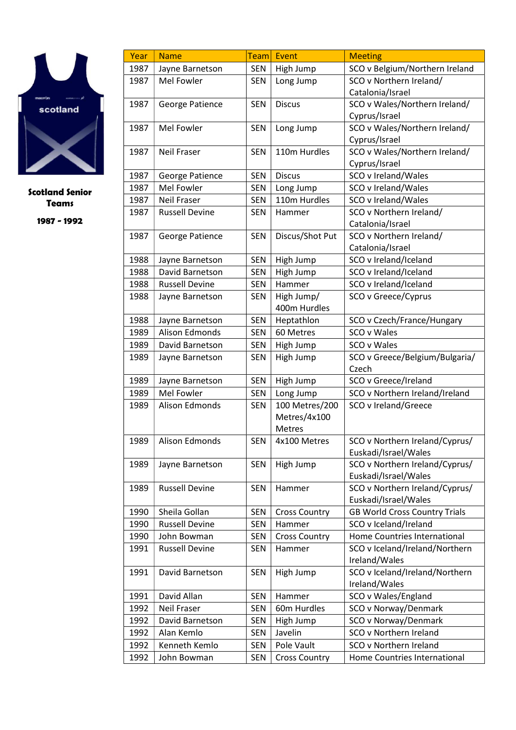**Scotland Senior Teams**

**1987 - 1992**

| Year | Name | Team | Event | Meeting |
|---|---|---|---|---|
| 1987 | Jayne Barnetson | SEN | High Jump | SCO v Belgium/Northern Ireland |
| 1987 | Mel Fowler | SEN | Long Jump | SCO v Northern Ireland/ Catalonia/Israel |
| 1987 | George Patience | SEN | Discus | SCO v Wales/Northern Ireland/ Cyprus/Israel |
| 1987 | Mel Fowler | SEN | Long Jump | SCO v Wales/Northern Ireland/ Cyprus/Israel |
| 1987 | Neil Fraser | SEN | 110m Hurdles | SCO v Wales/Northern Ireland/ Cyprus/Israel |
| 1987 | George Patience | SEN | Discus | SCO v Ireland/Wales |
| 1987 | Mel Fowler | SEN | Long Jump | SCO v Ireland/Wales |
| 1987 | Neil Fraser | SEN | 110m Hurdles | SCO v Ireland/Wales |
| 1987 | Russell Devine | SEN | Hammer | SCO v Northern Ireland/ Catalonia/Israel |
| 1987 | George Patience | SEN | Discus/Shot Put | SCO v Northern Ireland/ Catalonia/Israel |
| 1988 | Jayne Barnetson | SEN | High Jump | SCO v Ireland/Iceland |
| 1988 | David Barnetson | SEN | High Jump | SCO v Ireland/Iceland |
| 1988 | Russell Devine | SEN | Hammer | SCO v Ireland/Iceland |
| 1988 | Jayne Barnetson | SEN | High Jump/ 400m Hurdles | SCO v Greece/Cyprus |
| 1988 | Jayne Barnetson | SEN | Heptathlon | SCO v Czech/France/Hungary |
| 1989 | Alison Edmonds | SEN | 60 Metres | SCO v Wales |
| 1989 | David Barnetson | SEN | High Jump | SCO v Wales |
| 1989 | Jayne Barnetson | SEN | High Jump | SCO v Greece/Belgium/Bulgaria/ Czech |
| 1989 | Jayne Barnetson | SEN | High Jump | SCO v Greece/Ireland |
| 1989 | Mel Fowler | SEN | Long Jump | SCO v Northern Ireland/Ireland |
| 1989 | Alison Edmonds | SEN | 100 Metres/200 Metres/4x100 Metres | SCO v Ireland/Greece |
| 1989 | Alison Edmonds | SEN | 4x100 Metres | SCO v Northern Ireland/Cyprus/ Euskadi/Israel/Wales |
| 1989 | Jayne Barnetson | SEN | High Jump | SCO v Northern Ireland/Cyprus/ Euskadi/Israel/Wales |
| 1989 | Russell Devine | SEN | Hammer | SCO v Northern Ireland/Cyprus/ Euskadi/Israel/Wales |
| 1990 | Sheila Gollan | SEN | Cross Country | GB World Cross Country Trials |
| 1990 | Russell Devine | SEN | Hammer | SCO v Iceland/Ireland |
| 1990 | John Bowman | SEN | Cross Country | Home Countries International |
| 1991 | Russell Devine | SEN | Hammer | SCO v Iceland/Ireland/Northern Ireland/Wales |
| 1991 | David Barnetson | SEN | High Jump | SCO v Iceland/Ireland/Northern Ireland/Wales |
| 1991 | David Allan | SEN | Hammer | SCO v Wales/England |
| 1992 | Neil Fraser | SEN | 60m Hurdles | SCO v Norway/Denmark |
| 1992 | David Barnetson | SEN | High Jump | SCO v Norway/Denmark |
| 1992 | Alan Kemlo | SEN | Javelin | SCO v Northern Ireland |
| 1992 | Kenneth Kemlo | SEN | Pole Vault | SCO v Northern Ireland |
| 1992 | John Bowman | SEN | Cross Country | Home Countries International |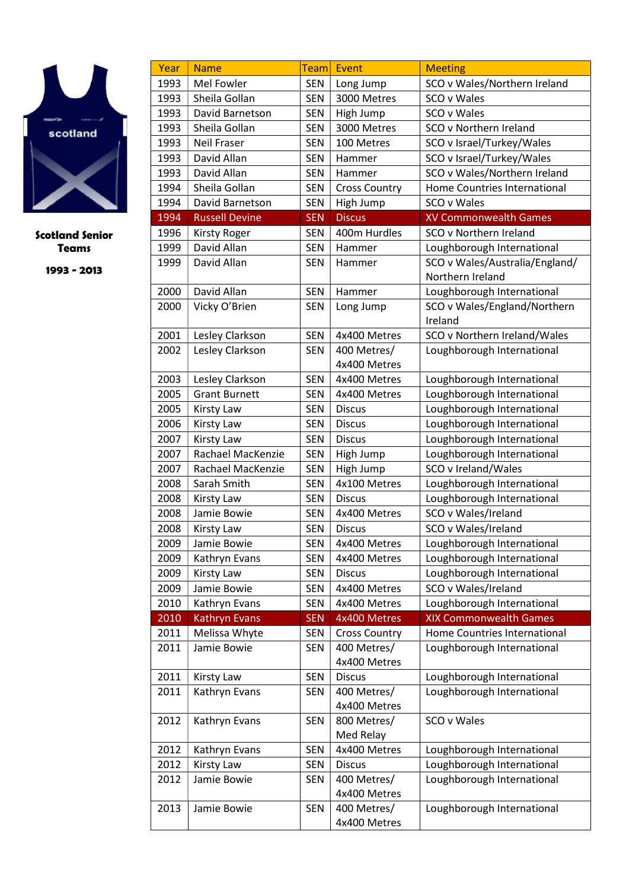**Scotland Senior Teams**

**1993 - 2013**

| Year | Name | Team | Event | Meeting |
|---|---|---|---|---|
| 1993 | Mel Fowler | SEN | Long Jump | SCO v Wales/Northern Ireland |
| 1993 | Sheila Gollan | SEN | 3000 Metres | SCO v Wales |
| 1993 | David Barnetson | SEN | High Jump | SCO v Wales |
| 1993 | Sheila Gollan | SEN | 3000 Metres | SCO v Northern Ireland |
| 1993 | Neil Fraser | SEN | 100 Metres | SCO v Israel/Turkey/Wales |
| 1993 | David Allan | SEN | Hammer | SCO v Israel/Turkey/Wales |
| 1993 | David Allan | SEN | Hammer | SCO v Wales/Northern Ireland |
| 1994 | Sheila Gollan | SEN | Cross Country | Home Countries International |
| 1994 | David Barnetson | SEN | High Jump | SCO v Wales |
| 1994 | Russell Devine | SEN | Discus | XV Commonwealth Games |
| 1996 | Kirsty Roger | SEN | 400m Hurdles | SCO v Northern Ireland |
| 1999 | David Allan | SEN | Hammer | Loughborough International |
| 1999 | David Allan | SEN | Hammer | SCO v Wales/Australia/England/ Northern Ireland |
| 2000 | David Allan | SEN | Hammer | Loughborough International |
| 2000 | Vicky O'Brien | SEN | Long Jump | SCO v Wales/England/Northern Ireland |
| 2001 | Lesley Clarkson | SEN | 4x400 Metres | SCO v Northern Ireland/Wales |
| 2002 | Lesley Clarkson | SEN | 400 Metres/ 4x400 Metres | Loughborough International |
| 2003 | Lesley Clarkson | SEN | 4x400 Metres | Loughborough International |
| 2005 | Grant Burnett | SEN | 4x400 Metres | Loughborough International |
| 2005 | Kirsty Law | SEN | Discus | Loughborough International |
| 2006 | Kirsty Law | SEN | Discus | Loughborough International |
| 2007 | Kirsty Law | SEN | Discus | Loughborough International |
| 2007 | Rachael MacKenzie | SEN | High Jump | Loughborough International |
| 2007 | Rachael MacKenzie | SEN | High Jump | SCO v Ireland/Wales |
| 2008 | Sarah Smith | SEN | 4x100 Metres | Loughborough International |
| 2008 | Kirsty Law | SEN | Discus | Loughborough International |
| 2008 | Jamie Bowie | SEN | 4x400 Metres | SCO v Wales/Ireland |
| 2008 | Kirsty Law | SEN | Discus | SCO v Wales/Ireland |
| 2009 | Jamie Bowie | SEN | 4x400 Metres | Loughborough International |
| 2009 | Kathryn Evans | SEN | 4x400 Metres | Loughborough International |
| 2009 | Kirsty Law | SEN | Discus | Loughborough International |
| 2009 | Jamie Bowie | SEN | 4x400 Metres | SCO v Wales/Ireland |
| 2010 | Kathryn Evans | SEN | 4x400 Metres | Loughborough International |
| 2010 | Kathryn Evans | SEN | 4x400 Metres | XIX Commonwealth Games |
| 2011 | Melissa Whyte | SEN | Cross Country | Home Countries International |
| 2011 | Jamie Bowie | SEN | 400 Metres/ 4x400 Metres | Loughborough International |
| 2011 | Kirsty Law | SEN | Discus | Loughborough International |
| 2011 | Kathryn Evans | SEN | 400 Metres/ 4x400 Metres | Loughborough International |
| 2012 | Kathryn Evans | SEN | 800 Metres/ Med Relay | SCO v Wales |
| 2012 | Kathryn Evans | SEN | 4x400 Metres | Loughborough International |
| 2012 | Kirsty Law | SEN | Discus | Loughborough International |
| 2012 | Jamie Bowie | SEN | 400 Metres/ 4x400 Metres | Loughborough International |
| 2013 | Jamie Bowie | SEN | 400 Metres/ 4x400 Metres | Loughborough International |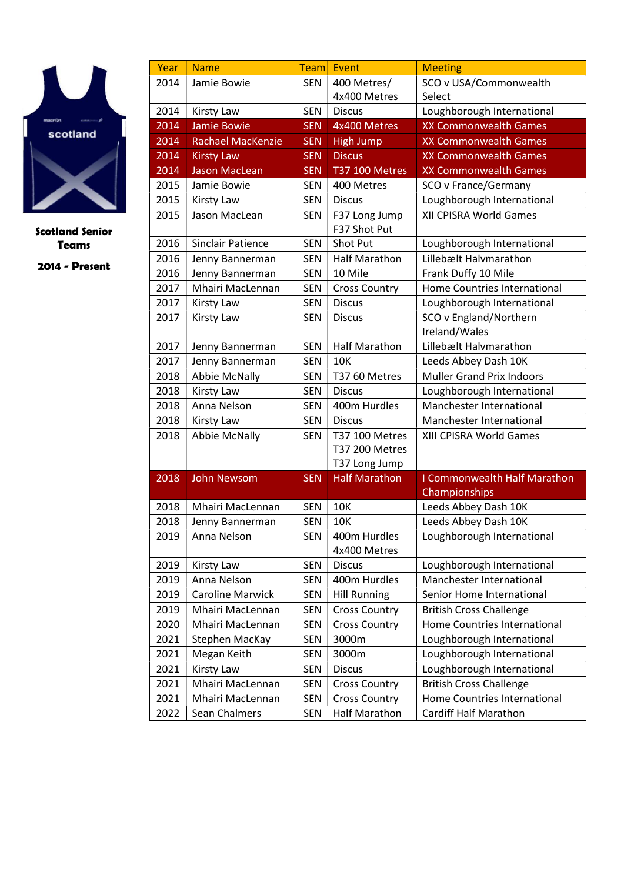**Scotland Senior Teams**

**2014 - Present**

| Year | Name | Team | Event | Meeting |
|---|---|---|---|---|
| 2014 | Jamie Bowie | SEN | 400 Metres/ 4x400 Metres | SCO v USA/Commonwealth Select |
| 2014 | Kirsty Law | SEN | Discus | Loughborough International |
| 2014 | Jamie Bowie | SEN | 4x400 Metres | XX Commonwealth Games |
| 2014 | Rachael MacKenzie | SEN | High Jump | XX Commonwealth Games |
| 2014 | Kirsty Law | SEN | Discus | XX Commonwealth Games |
| 2014 | Jason MacLean | SEN | T37 100 Metres | XX Commonwealth Games |
| 2015 | Jamie Bowie | SEN | 400 Metres | SCO v France/Germany |
| 2015 | Kirsty Law | SEN | Discus | Loughborough International |
| 2015 | Jason MacLean | SEN | F37 Long Jump<br>F37 Shot Put | XII CPISRA World Games |
| 2016 | Sinclair Patience | SEN | Shot Put | Loughborough International |
| 2016 | Jenny Bannerman | SEN | Half Marathon | Lillebælt Halvmarathon |
| 2016 | Jenny Bannerman | SEN | 10 Mile | Frank Duffy 10 Mile |
| 2017 | Mhairi MacLennan | SEN | Cross Country | Home Countries International |
| 2017 | Kirsty Law | SEN | Discus | Loughborough International |
| 2017 | Kirsty Law | SEN | Discus | SCO v England/Northern Ireland/Wales |
| 2017 | Jenny Bannerman | SEN | Half Marathon | Lillebælt Halvmarathon |
| 2017 | Jenny Bannerman | SEN | 10K | Leeds Abbey Dash 10K |
| 2018 | Abbie McNally | SEN | T37 60 Metres | Muller Grand Prix Indoors |
| 2018 | Kirsty Law | SEN | Discus | Loughborough International |
| 2018 | Anna Nelson | SEN | 400m Hurdles | Manchester International |
| 2018 | Kirsty Law | SEN | Discus | Manchester International |
| 2018 | Abbie McNally | SEN | T37 100 Metres<br>T37 200 Metres<br>T37 Long Jump | XIII CPISRA World Games |
| 2018 | John Newsom | SEN | Half Marathon | I Commonwealth Half Marathon Championships |
| 2018 | Mhairi MacLennan | SEN | 10K | Leeds Abbey Dash 10K |
| 2018 | Jenny Bannerman | SEN | 10K | Leeds Abbey Dash 10K |
| 2019 | Anna Nelson | SEN | 400m Hurdles<br>4x400 Metres | Loughborough International |
| 2019 | Kirsty Law | SEN | Discus | Loughborough International |
| 2019 | Anna Nelson | SEN | 400m Hurdles | Manchester International |
| 2019 | Caroline Marwick | SEN | Hill Running | Senior Home International |
| 2019 | Mhairi MacLennan | SEN | Cross Country | British Cross Challenge |
| 2020 | Mhairi MacLennan | SEN | Cross Country | Home Countries International |
| 2021 | Stephen MacKay | SEN | 3000m | Loughborough International |
| 2021 | Megan Keith | SEN | 3000m | Loughborough International |
| 2021 | Kirsty Law | SEN | Discus | Loughborough International |
| 2021 | Mhairi MacLennan | SEN | Cross Country | British Cross Challenge |
| 2021 | Mhairi MacLennan | SEN | Cross Country | Home Countries International |
| 2022 | Sean Chalmers | SEN | Half Marathon | Cardiff Half Marathon |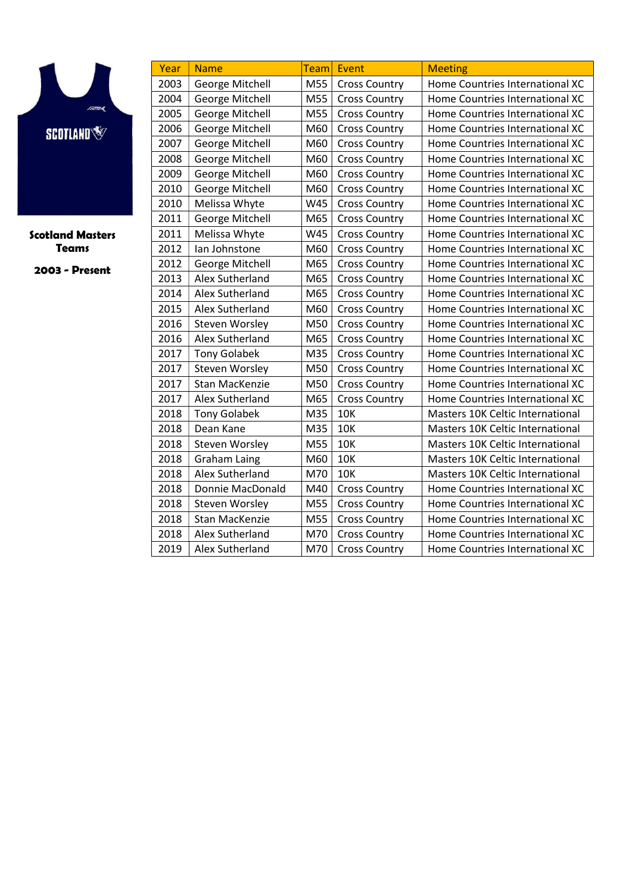**Scotland Masters Teams**

**2003 - Present**

| Year | Name | Team | Event | Meeting |
|---|---|---|---|---|
| 2003 | George Mitchell | M55 | Cross Country | Home Countries International XC |
| 2004 | George Mitchell | M55 | Cross Country | Home Countries International XC |
| 2005 | George Mitchell | M55 | Cross Country | Home Countries International XC |
| 2006 | George Mitchell | M60 | Cross Country | Home Countries International XC |
| 2007 | George Mitchell | M60 | Cross Country | Home Countries International XC |
| 2008 | George Mitchell | M60 | Cross Country | Home Countries International XC |
| 2009 | George Mitchell | M60 | Cross Country | Home Countries International XC |
| 2010 | George Mitchell | M60 | Cross Country | Home Countries International XC |
| 2010 | Melissa Whyte | W45 | Cross Country | Home Countries International XC |
| 2011 | George Mitchell | M65 | Cross Country | Home Countries International XC |
| 2011 | Melissa Whyte | W45 | Cross Country | Home Countries International XC |
| 2012 | Ian Johnstone | M60 | Cross Country | Home Countries International XC |
| 2012 | George Mitchell | M65 | Cross Country | Home Countries International XC |
| 2013 | Alex Sutherland | M65 | Cross Country | Home Countries International XC |
| 2014 | Alex Sutherland | M65 | Cross Country | Home Countries International XC |
| 2015 | Alex Sutherland | M60 | Cross Country | Home Countries International XC |
| 2016 | Steven Worsley | M50 | Cross Country | Home Countries International XC |
| 2016 | Alex Sutherland | M65 | Cross Country | Home Countries International XC |
| 2017 | Tony Golabek | M35 | Cross Country | Home Countries International XC |
| 2017 | Steven Worsley | M50 | Cross Country | Home Countries International XC |
| 2017 | Stan MacKenzie | M50 | Cross Country | Home Countries International XC |
| 2017 | Alex Sutherland | M65 | Cross Country | Home Countries International XC |
| 2018 | Tony Golabek | M35 | 10K | Masters 10K Celtic International |
| 2018 | Dean Kane | M35 | 10K | Masters 10K Celtic International |
| 2018 | Steven Worsley | M55 | 10K | Masters 10K Celtic International |
| 2018 | Graham Laing | M60 | 10K | Masters 10K Celtic International |
| 2018 | Alex Sutherland | M70 | 10K | Masters 10K Celtic International |
| 2018 | Donnie MacDonald | M40 | Cross Country | Home Countries International XC |
| 2018 | Steven Worsley | M55 | Cross Country | Home Countries International XC |
| 2018 | Stan MacKenzie | M55 | Cross Country | Home Countries International XC |
| 2018 | Alex Sutherland | M70 | Cross Country | Home Countries International XC |
| 2019 | Alex Sutherland | M70 | Cross Country | Home Countries International XC |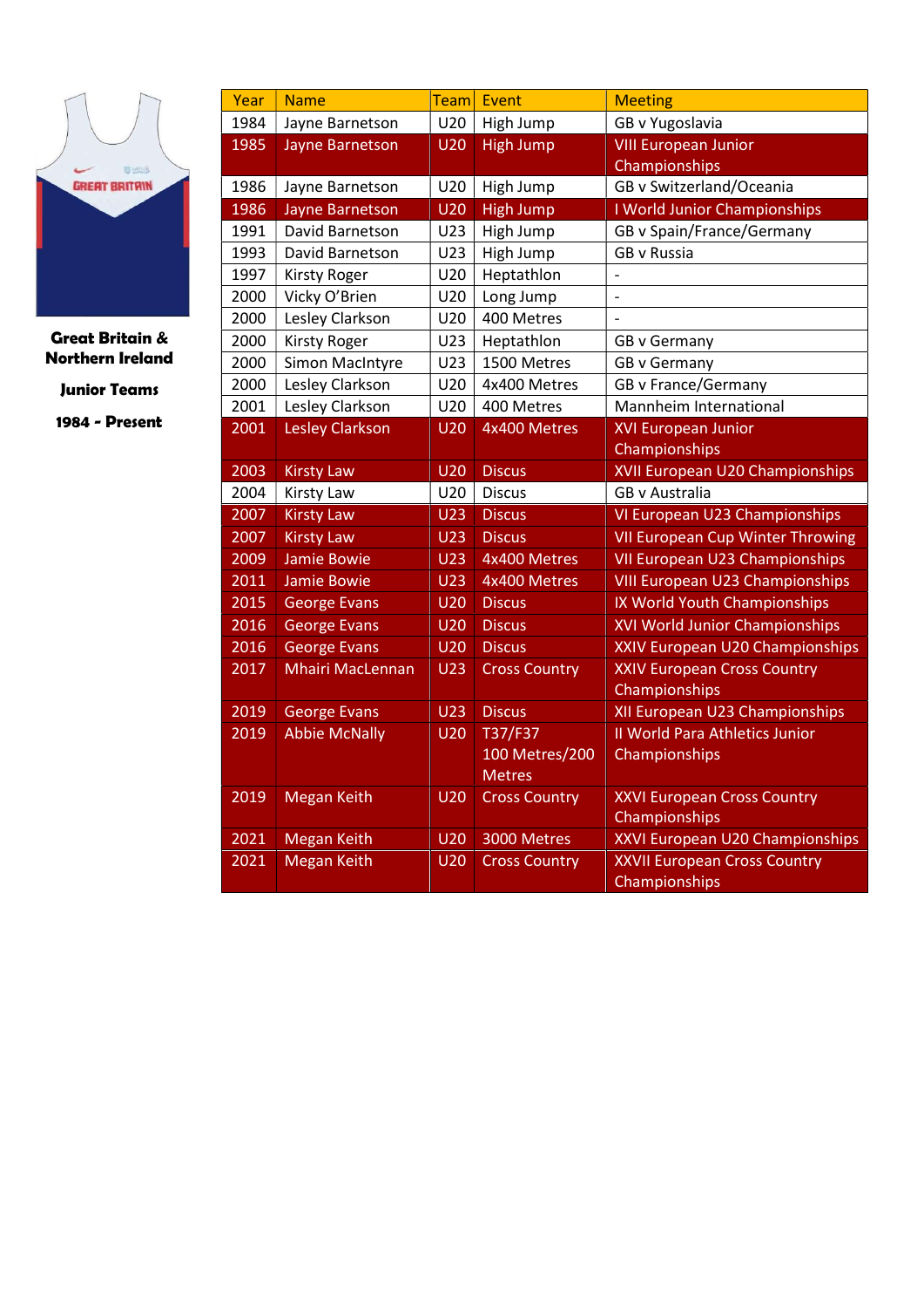**Great Britain & Northern Ireland**

**Junior Teams**

**1984 - Present**

| Year | Name | Team | Event | Meeting |
|---|---|---|---|---|
| 1984 | Jayne Barnetson | U20 | High Jump | GB v Yugoslavia |
| 1985 | Jayne Barnetson | U20 | High Jump | VIII European Junior Championships |
| 1986 | Jayne Barnetson | U20 | High Jump | GB v Switzerland/Oceania |
| 1986 | Jayne Barnetson | U20 | High Jump | I World Junior Championships |
| 1991 | David Barnetson | U23 | High Jump | GB v Spain/France/Germany |
| 1993 | David Barnetson | U23 | High Jump | GB v Russia |
| 1997 | Kirsty Roger | U20 | Heptathlon | - |
| 2000 | Vicky O'Brien | U20 | Long Jump | - |
| 2000 | Lesley Clarkson | U20 | 400 Metres | - |
| 2000 | Kirsty Roger | U23 | Heptathlon | GB v Germany |
| 2000 | Simon MacIntyre | U23 | 1500 Metres | GB v Germany |
| 2000 | Lesley Clarkson | U20 | 4x400 Metres | GB v France/Germany |
| 2001 | Lesley Clarkson | U20 | 400 Metres | Mannheim International |
| 2001 | Lesley Clarkson | U20 | 4x400 Metres | XVI European Junior Championships |
| 2003 | Kirsty Law | U20 | Discus | XVII European U20 Championships |
| 2004 | Kirsty Law | U20 | Discus | GB v Australia |
| 2007 | Kirsty Law | U23 | Discus | VI European U23 Championships |
| 2007 | Kirsty Law | U23 | Discus | VII European Cup Winter Throwing |
| 2009 | Jamie Bowie | U23 | 4x400 Metres | VII European U23 Championships |
| 2011 | Jamie Bowie | U23 | 4x400 Metres | VIII European U23 Championships |
| 2015 | George Evans | U20 | Discus | IX World Youth Championships |
| 2016 | George Evans | U20 | Discus | XVI World Junior Championships |
| 2016 | George Evans | U20 | Discus | XXIV European U20 Championships |
| 2017 | Mhairi MacLennan | U23 | Cross Country | XXIV European Cross Country Championships |
| 2019 | George Evans | U23 | Discus | XII European U23 Championships |
| 2019 | Abbie McNally | U20 | T37/F37 100 Metres/200 Metres | II World Para Athletics Junior Championships |
| 2019 | Megan Keith | U20 | Cross Country | XXVI European Cross Country Championships |
| 2021 | Megan Keith | U20 | 3000 Metres | XXVI European U20 Championships |
| 2021 | Megan Keith | U20 | Cross Country | XXVII European Cross Country Championships |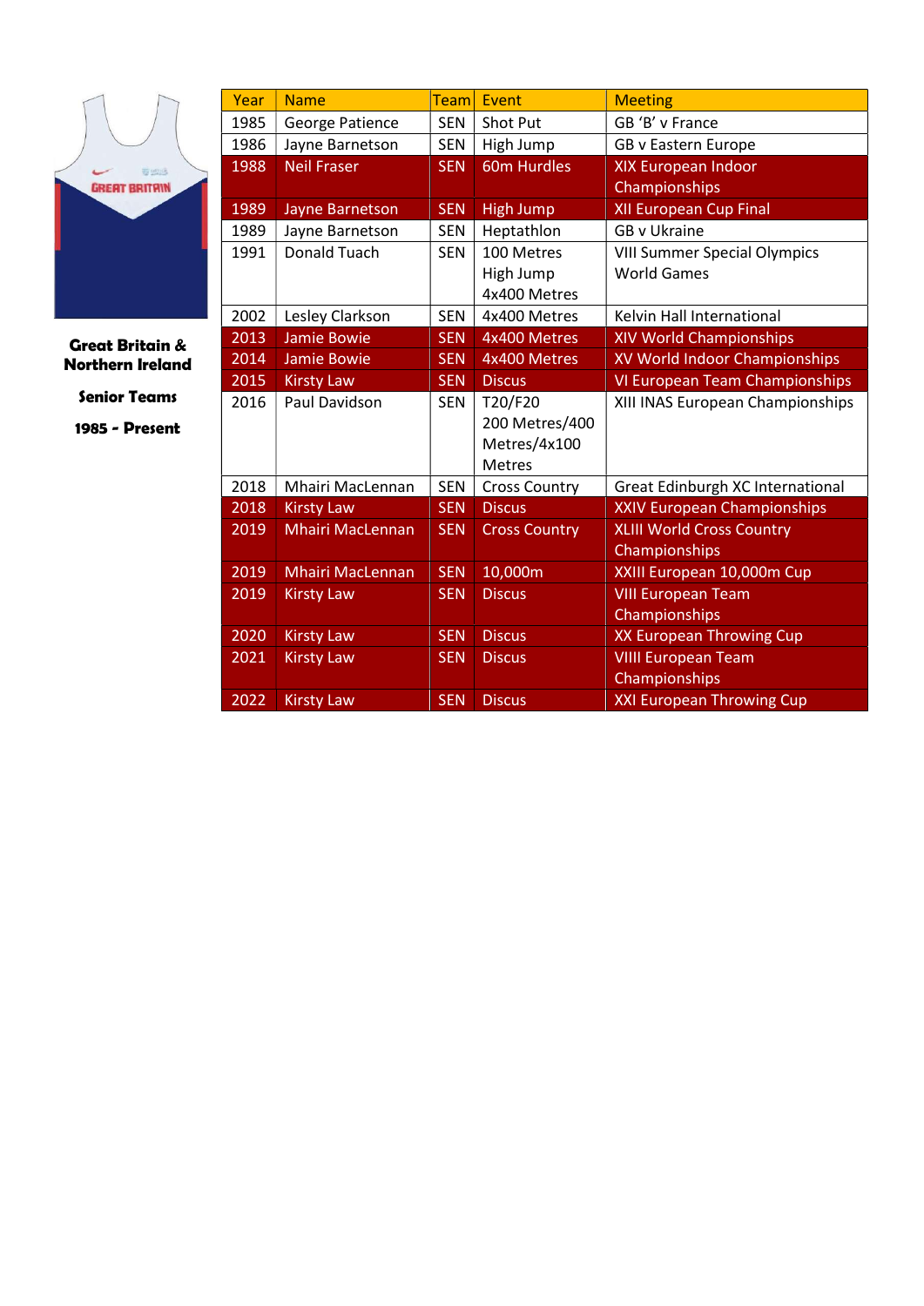**Great Britain & Northern Ireland**

**Senior Teams**

**1985 - Present**

| Year | Name | Team | Event | Meeting |
|---|---|---|---|---|
| 1985 | George Patience | SEN | Shot Put | GB 'B' v France |
| 1986 | Jayne Barnetson | SEN | High Jump | GB v Eastern Europe |
| 1988 | Neil Fraser | SEN | 60m Hurdles | XIX European Indoor Championships |
| 1989 | Jayne Barnetson | SEN | High Jump | XII European Cup Final |
| 1989 | Jayne Barnetson | SEN | Heptathlon | GB v Ukraine |
| 1991 | Donald Tuach | SEN | 100 Metres High Jump 4x400 Metres | VIII Summer Special Olympics World Games |
| 2002 | Lesley Clarkson | SEN | 4x400 Metres | Kelvin Hall International |
| 2013 | Jamie Bowie | SEN | 4x400 Metres | XIV World Championships |
| 2014 | Jamie Bowie | SEN | 4x400 Metres | XV World Indoor Championships |
| 2015 | Kirsty Law | SEN | Discus | VI European Team Championships |
| 2016 | Paul Davidson | SEN | T20/F20 200 Metres/400 Metres/4x100 Metres | XIII INAS European Championships |
| 2018 | Mhairi MacLennan | SEN | Cross Country | Great Edinburgh XC International |
| 2018 | Kirsty Law | SEN | Discus | XXIV European Championships |
| 2019 | Mhairi MacLennan | SEN | Cross Country | XLIII World Cross Country Championships |
| 2019 | Mhairi MacLennan | SEN | 10,000m | XXIII European 10,000m Cup |
| 2019 | Kirsty Law | SEN | Discus | VIII European Team Championships |
| 2020 | Kirsty Law | SEN | Discus | XX European Throwing Cup |
| 2021 | Kirsty Law | SEN | Discus | VIIII European Team Championships |
| 2022 | Kirsty Law | SEN | Discus | XXI European Throwing Cup |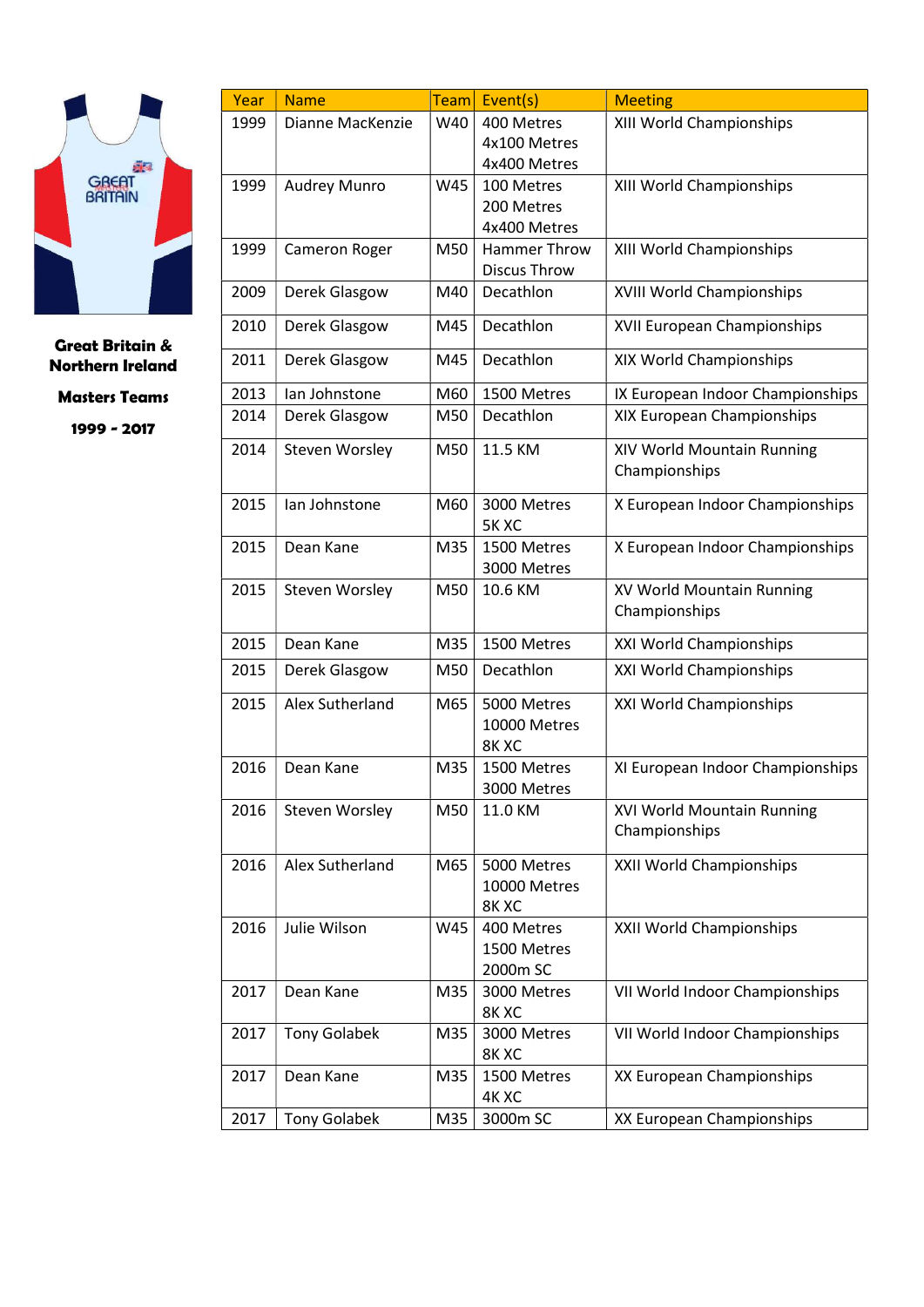**Great Britain & Northern Ireland**

**Masters Teams**

**1999 - 2017**

| Year | Name | Team | Event(s) | Meeting |
|---|---|---|---|---|
| 1999 | Dianne MacKenzie | W40 | 400 Metres<br>4x100 Metres<br>4x400 Metres | XIII World Championships |
| 1999 | Audrey Munro | W45 | 100 Metres<br>200 Metres<br>4x400 Metres | XIII World Championships |
| 1999 | Cameron Roger | M50 | Hammer Throw<br>Discus Throw | XIII World Championships |
| 2009 | Derek Glasgow | M40 | Decathlon | XVIII World Championships |
| 2010 | Derek Glasgow | M45 | Decathlon | XVII European Championships |
| 2011 | Derek Glasgow | M45 | Decathlon | XIX World Championships |
| 2013 | Ian Johnstone | M60 | 1500 Metres | IX European Indoor Championships |
| 2014 | Derek Glasgow | M50 | Decathlon | XIX European Championships |
| 2014 | Steven Worsley | M50 | 11.5 KM | XIV World Mountain Running Championships |
| 2015 | Ian Johnstone | M60 | 3000 Metres<br>5K XC | X European Indoor Championships |
| 2015 | Dean Kane | M35 | 1500 Metres<br>3000 Metres | X European Indoor Championships |
| 2015 | Steven Worsley | M50 | 10.6 KM | XV World Mountain Running Championships |
| 2015 | Dean Kane | M35 | 1500 Metres | XXI World Championships |
| 2015 | Derek Glasgow | M50 | Decathlon | XXI World Championships |
| 2015 | Alex Sutherland | M65 | 5000 Metres<br>10000 Metres<br>8K XC | XXI World Championships |
| 2016 | Dean Kane | M35 | 1500 Metres<br>3000 Metres | XI European Indoor Championships |
| 2016 | Steven Worsley | M50 | 11.0 KM | XVI World Mountain Running Championships |
| 2016 | Alex Sutherland | M65 | 5000 Metres<br>10000 Metres<br>8K XC | XXII World Championships |
| 2016 | Julie Wilson | W45 | 400 Metres<br>1500 Metres<br>2000m SC | XXII World Championships |
| 2017 | Dean Kane | M35 | 3000 Metres<br>8K XC | VII World Indoor Championships |
| 2017 | Tony Golabek | M35 | 3000 Metres<br>8K XC | VII World Indoor Championships |
| 2017 | Dean Kane | M35 | 1500 Metres<br>4K XC | XX European Championships |
| 2017 | Tony Golabek | M35 | 3000m SC | XX European Championships |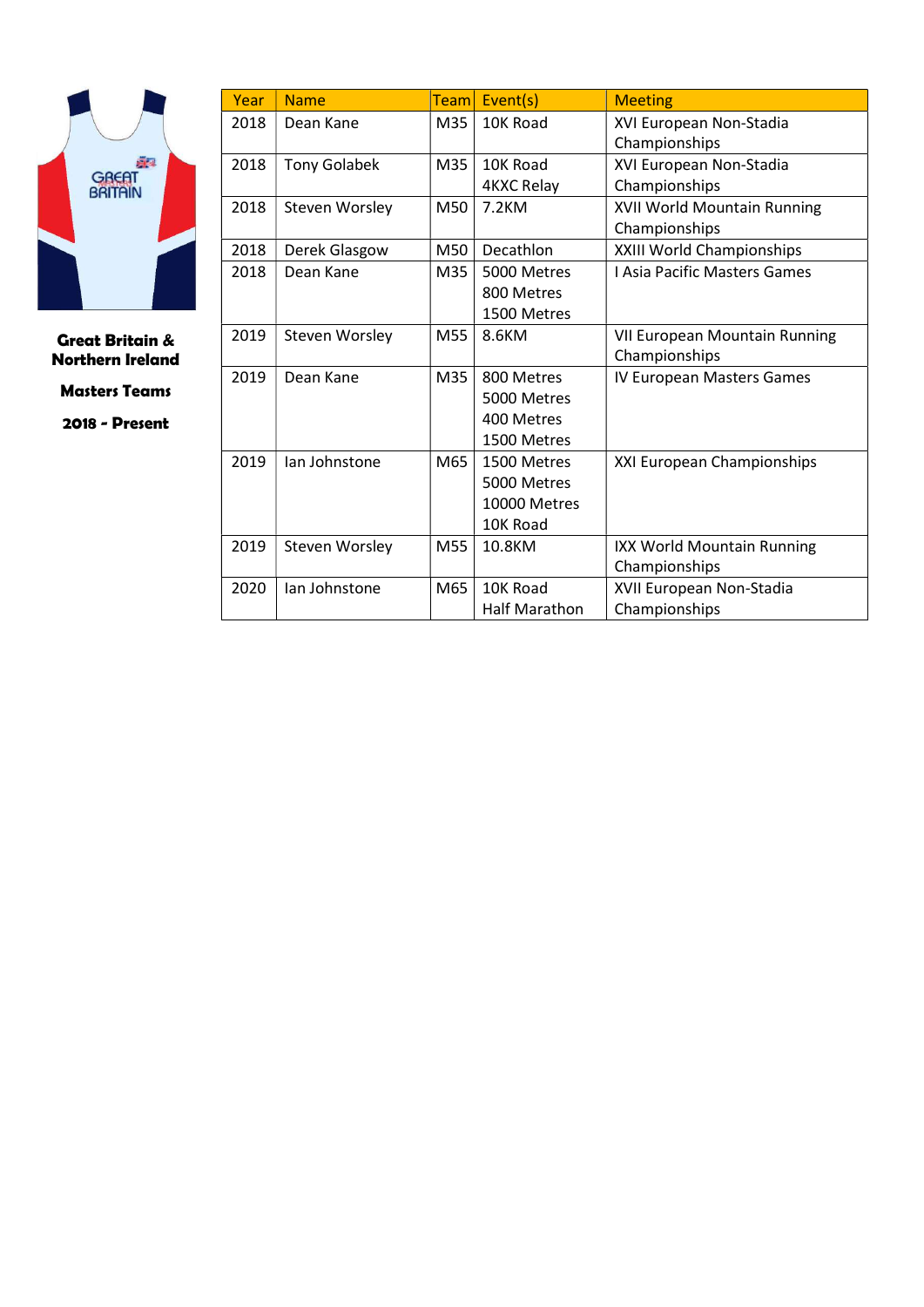**Great Britain & Northern Ireland**

**Masters Teams**

**2018 - Present**

| Year | Name | Team | Event(s) | Meeting |
|---|---|---|---|---|
| 2018 | Dean Kane | M35 | 10K Road | XVI European Non-Stadia Championships |
| 2018 | Tony Golabek | M35 | 10K Road<br>4KXC Relay | XVI European Non-Stadia Championships |
| 2018 | Steven Worsley | M50 | 7.2KM | XVII World Mountain Running Championships |
| 2018 | Derek Glasgow | M50 | Decathlon | XXIII World Championships |
| 2018 | Dean Kane | M35 | 5000 Metres<br>800 Metres<br>1500 Metres | I Asia Pacific Masters Games |
| 2019 | Steven Worsley | M55 | 8.6KM | VII European Mountain Running Championships |
| 2019 | Dean Kane | M35 | 800 Metres<br>5000 Metres<br>400 Metres<br>1500 Metres | IV European Masters Games |
| 2019 | Ian Johnstone | M65 | 1500 Metres<br>5000 Metres<br>10000 Metres<br>10K Road | XXI European Championships |
| 2019 | Steven Worsley | M55 | 10.8KM | IXX World Mountain Running Championships |
| 2020 | Ian Johnstone | M65 | 10K Road<br>Half Marathon | XVII European Non-Stadia Championships |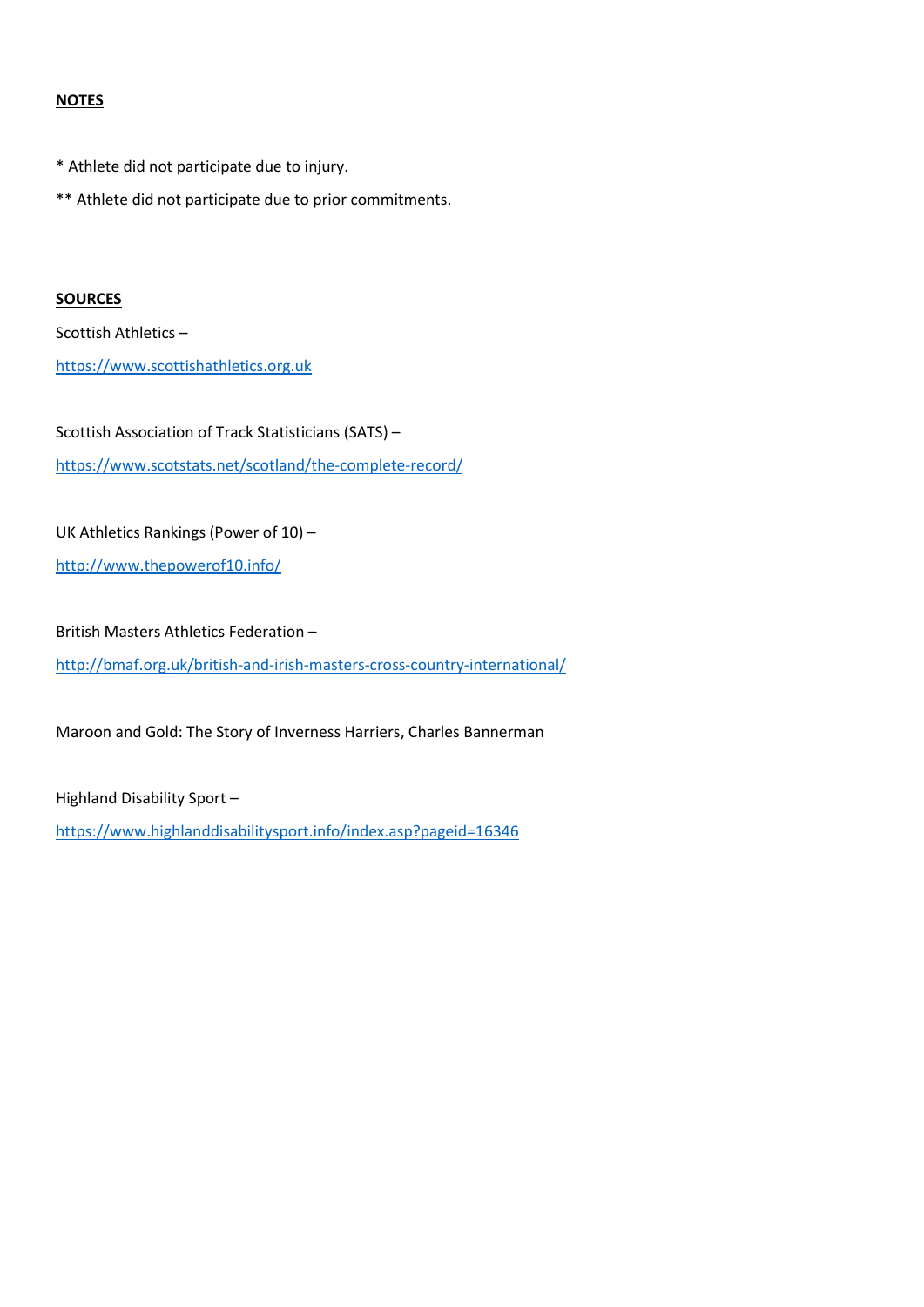**NOTES**

* Athlete did not participate due to injury.

** Athlete did not participate due to prior commitments.

**SOURCES**

Scottish Athletics –

https://www.scottishathletics.org.uk

Scottish Association of Track Statisticians (SATS) –

https://www.scotstats.net/scotland/the-complete-record/

UK Athletics Rankings (Power of 10) –

http://www.thepowerof10.info/

British Masters Athletics Federation –

http://bmaf.org.uk/british-and-irish-masters-cross-country-international/

Maroon and Gold: The Story of Inverness Harriers, Charles Bannerman

Highland Disability Sport –

https://www.highlanddisabilitysport.info/index.asp?pageid=16346